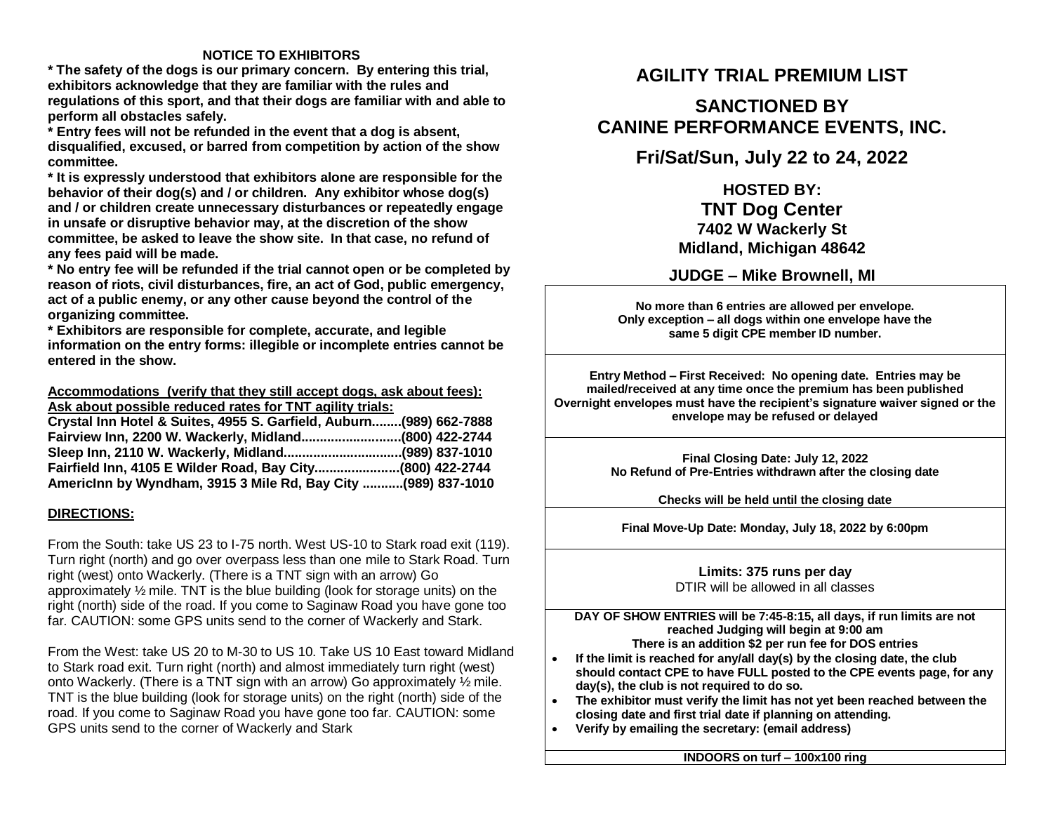**NOTICE TO EXHIBITORS**

**\* The safety of the dogs is our primary concern. By entering this trial, exhibitors acknowledge that they are familiar with the rules and regulations of this sport, and that their dogs are familiar with and able to perform all obstacles safely.**

**\* Entry fees will not be refunded in the event that a dog is absent, disqualified, excused, or barred from competition by action of the show committee.**

**\* It is expressly understood that exhibitors alone are responsible for the behavior of their dog(s) and / or children. Any exhibitor whose dog(s) and / or children create unnecessary disturbances or repeatedly engage in unsafe or disruptive behavior may, at the discretion of the show committee, be asked to leave the show site. In that case, no refund of any fees paid will be made.**

**\* No entry fee will be refunded if the trial cannot open or be completed by reason of riots, civil disturbances, fire, an act of God, public emergency, act of a public enemy, or any other cause beyond the control of the organizing committee.**

**\* Exhibitors are responsible for complete, accurate, and legible information on the entry forms: illegible or incomplete entries cannot be entered in the show.**

**Accommodations (verify that they still accept dogs, ask about fees):**
**Ask about possible reduced rates for TNT agility trials:**

**Crystal Inn Hotel & Suites, 4955 S. Garfield, Auburn........(989) 662-7888**
**Fairview Inn, 2200 W. Wackerly, Midland...........................(800) 422-2744**
**Sleep Inn, 2110 W. Wackerly, Midland................................(989) 837-1010**
**Fairfield Inn, 4105 E Wilder Road, Bay City.......................(800) 422-2744**
**AmericInn by Wyndham, 3915 3 Mile Rd, Bay City ...........(989) 837-1010**

**DIRECTIONS:**

From the South: take US 23 to I-75 north. West US-10 to Stark road exit (119). Turn right (north) and go over overpass less than one mile to Stark Road. Turn right (west) onto Wackerly. (There is a TNT sign with an arrow) Go approximately ½ mile. TNT is the blue building (look for storage units) on the right (north) side of the road. If you come to Saginaw Road you have gone too far. CAUTION: some GPS units send to the corner of Wackerly and Stark.

From the West: take US 20 to M-30 to US 10. Take US 10 East toward Midland to Stark road exit. Turn right (north) and almost immediately turn right (west) onto Wackerly. (There is a TNT sign with an arrow) Go approximately ½ mile. TNT is the blue building (look for storage units) on the right (north) side of the road. If you come to Saginaw Road you have gone too far. CAUTION: some GPS units send to the corner of Wackerly and Stark

# AGILITY TRIAL PREMIUM LIST

## SANCTIONED BY CANINE PERFORMANCE EVENTS, INC.

## Fri/Sat/Sun, July 22 to 24, 2022

### HOSTED BY:
### TNT Dog Center
**7402 W Wackerly St**
**Midland, Michigan 48642**

### JUDGE – Mike Brownell, MI

**No more than 6 entries are allowed per envelope. Only exception – all dogs within one envelope have the same 5 digit CPE member ID number.**

**Entry Method – First Received: No opening date. Entries may be mailed/received at any time once the premium has been published Overnight envelopes must have the recipient's signature waiver signed or the envelope may be refused or delayed**

**Final Closing Date: July 12, 2022**
**No Refund of Pre-Entries withdrawn after the closing date**

**Checks will be held until the closing date**

**Final Move-Up Date: Monday, July 18, 2022 by 6:00pm**

**Limits: 375 runs per day**
DTIR will be allowed in all classes

**DAY OF SHOW ENTRIES will be 7:45-8:15, all days, if run limits are not reached Judging will begin at 9:00 am**
**There is an addition $2 per run fee for DOS entries**

- **If the limit is reached for any/all day(s) by the closing date, the club should contact CPE to have FULL posted to the CPE events page, for any day(s), the club is not required to do so.**
- **The exhibitor must verify the limit has not yet been reached between the closing date and first trial date if planning on attending.**
- **Verify by emailing the secretary: (email address)**

**INDOORS on turf – 100x100 ring**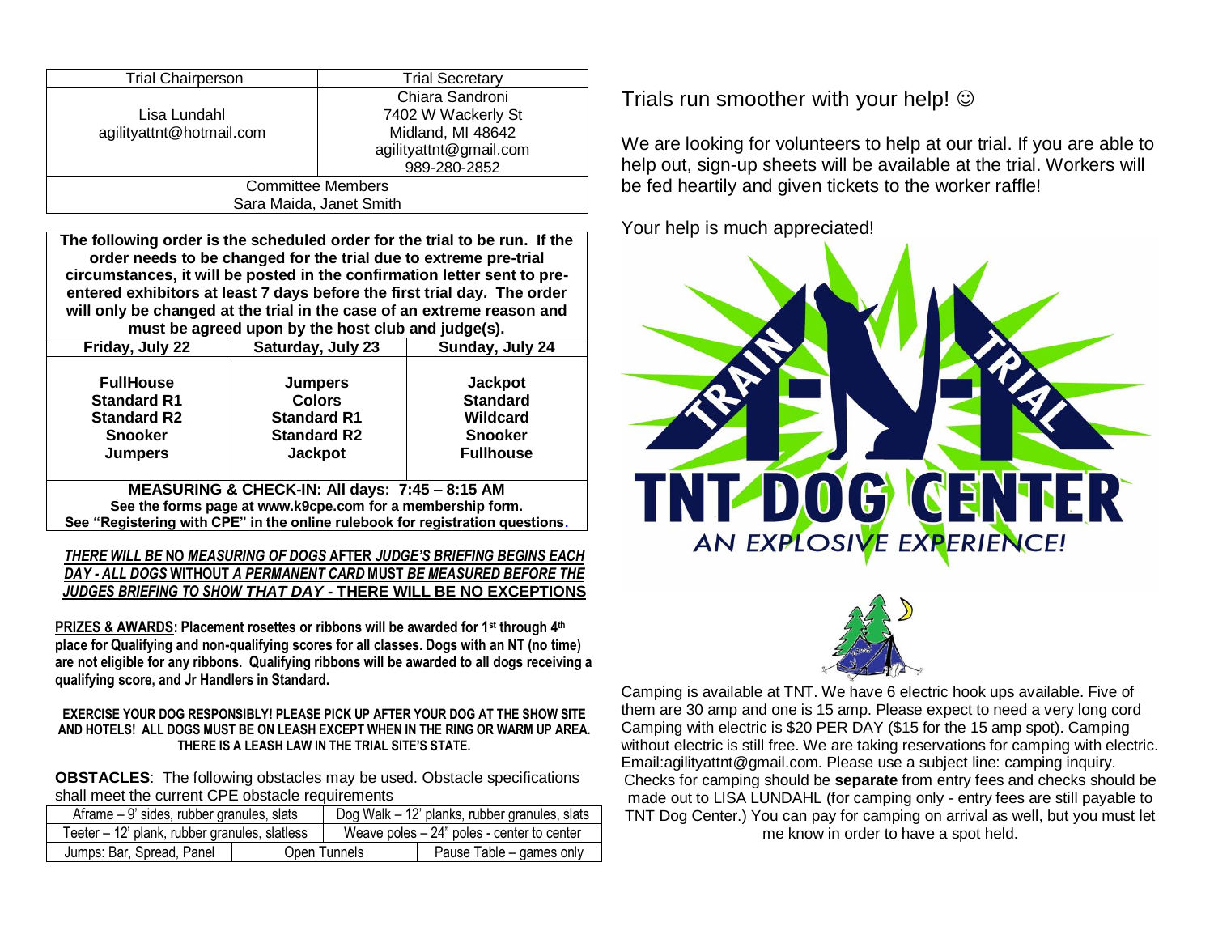| Trial Chairperson | Trial Secretary |
|---|---|
| Lisa Lundahl<br>agilityattnt@hotmail.com | Chiara Sandroni<br>7402 W Wackerly St<br>Midland, MI 48642<br>agilityattnt@gmail.com<br>989-280-2852 |
| Committee Members<br>Sara Maida, Janet Smith | |

**The following order is the scheduled order for the trial to be run. If the order needs to be changed for the trial due to extreme pre-trial circumstances, it will be posted in the confirmation letter sent to pre-entered exhibitors at least 7 days before the first trial day. The order will only be changed at the trial in the case of an extreme reason and must be agreed upon by the host club and judge(s).**

| Friday, July 22 | Saturday, July 23 | Sunday, July 24 |
|---|---|---|
| **FullHouse**<br>**Standard R1**<br>**Standard R2**<br>**Snooker**<br>**Jumpers** | **Jumpers**<br>**Colors**<br>**Standard R1**<br>**Standard R2**<br>**Jackpot** | **Jackpot**<br>**Standard**<br>**Wildcard**<br>**Snooker**<br>**Fullhouse** |

**MEASURING & CHECK-IN: All days: 7:45 – 8:15 AM**
**See the forms page at www.k9cpe.com for a membership form.**
**See "Registering with CPE" in the online rulebook for registration questions.**

***<u>THERE WILL BE</u>* <u>NO</u> *<u>MEASURING OF DOGS</u>* <u>AFTER</u> *<u>JUDGE'S BRIEFING BEGINS EACH DAY - ALL DOGS</u>* <u>WITHOUT</u> *<u>A PERMANENT CARD</u>* <u>MUST</u> *<u>BE MEASURED BEFORE THE JUDGES BRIEFING TO SHOW THAT DAY</u>* <u>- THERE WILL BE NO EXCEPTIONS</u>**

**<u>PRIZES & AWARDS</u>: Placement rosettes or ribbons will be awarded for 1st through 4th place for Qualifying and non-qualifying scores for all classes. Dogs with an NT (no time) are not eligible for any ribbons. Qualifying ribbons will be awarded to all dogs receiving a qualifying score, and Jr Handlers in Standard.**

**EXERCISE YOUR DOG RESPONSIBLY! PLEASE PICK UP AFTER YOUR DOG AT THE SHOW SITE AND HOTELS! ALL DOGS MUST BE ON LEASH EXCEPT WHEN IN THE RING OR WARM UP AREA. THERE IS A LEASH LAW IN THE TRIAL SITE'S STATE.**

**OBSTACLES**: The following obstacles may be used. Obstacle specifications shall meet the current CPE obstacle requirements

| Aframe – 9' sides, rubber granules, slats | Dog Walk – 12' planks, rubber granules, slats | |
|---|---|---|
| Teeter – 12' plank, rubber granules, slatless | Weave poles – 24" poles - center to center | |
| Jumps: Bar, Spread, Panel | Open Tunnels | Pause Table – games only |

Trials run smoother with your help! ☺

We are looking for volunteers to help at our trial. If you are able to help out, sign-up sheets will be available at the trial. Workers will be fed heartily and given tickets to the worker raffle!

Your help is much appreciated!

TRAIN N TRIAL
TNT DOG CENTER
AN EXPLOSIVE EXPERIENCE!

Camping is available at TNT. We have 6 electric hook ups available. Five of them are 30 amp and one is 15 amp. Please expect to need a very long cord Camping with electric is $20 PER DAY ($15 for the 15 amp spot). Camping without electric is still free. We are taking reservations for camping with electric. Email:agilityattnt@gmail.com. Please use a subject line: camping inquiry. Checks for camping should be **separate** from entry fees and checks should be made out to LISA LUNDAHL (for camping only - entry fees are still payable to TNT Dog Center.) You can pay for camping on arrival as well, but you must let me know in order to have a spot held.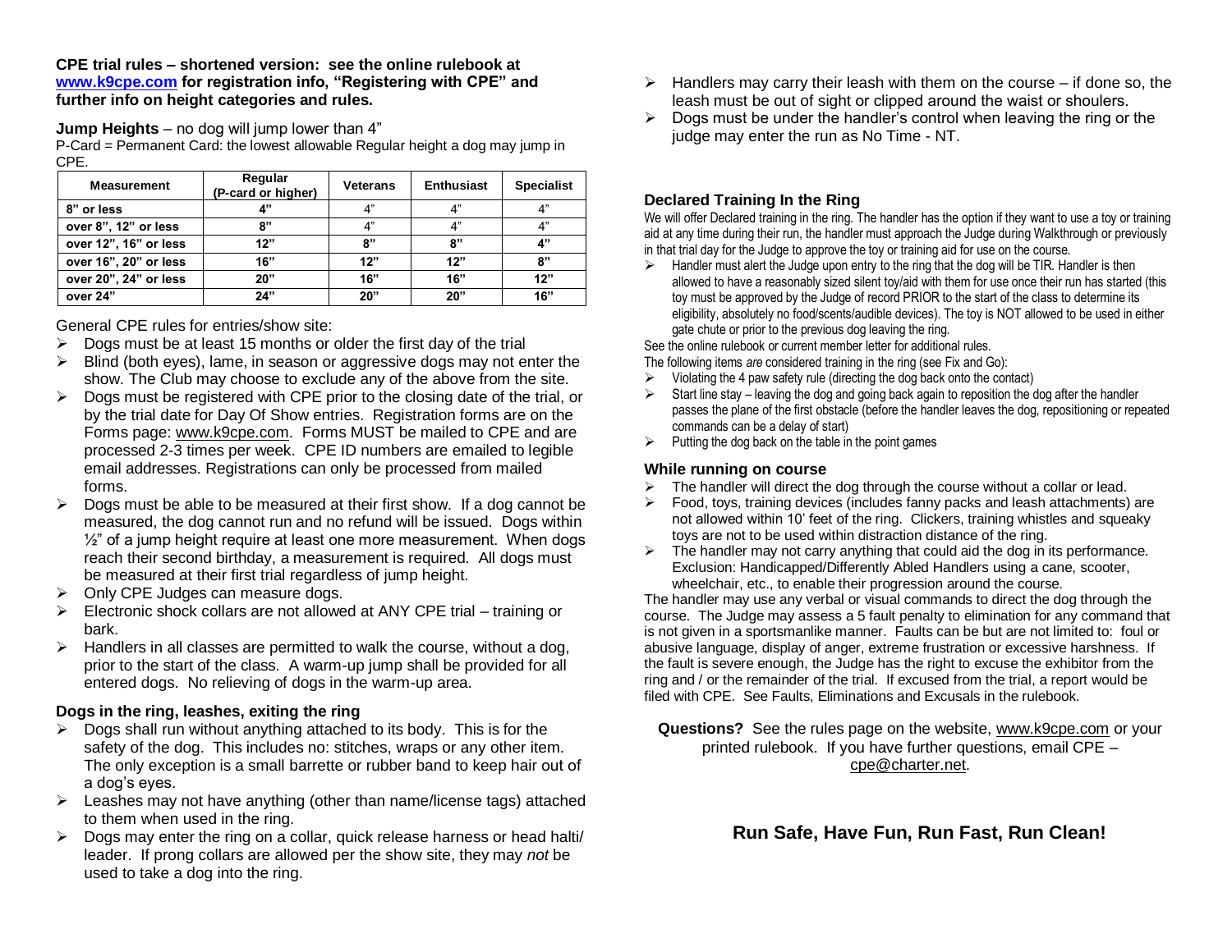**CPE trial rules – shortened version: see the online rulebook at [www.k9cpe.com](http://www.k9cpe.com) for registration info, "Registering with CPE" and further info on height categories and rules.**

**Jump Heights** – no dog will jump lower than 4"

P-Card = Permanent Card: the lowest allowable Regular height a dog may jump in CPE.

| Measurement | Regular (P-card or higher) | Veterans | Enthusiast | Specialist |
|---|---|---|---|---|
| 8" or less | 4" | 4" | 4" | 4" |
| over 8", 12" or less | 8" | 4" | 4" | 4" |
| over 12", 16" or less | 12" | 8" | 8" | 4" |
| over 16", 20" or less | 16" | 12" | 12" | 8" |
| over 20", 24" or less | 20" | 16" | 16" | 12" |
| over 24" | 24" | 20" | 20" | 16" |

General CPE rules for entries/show site:

- Dogs must be at least 15 months or older the first day of the trial
- Blind (both eyes), lame, in season or aggressive dogs may not enter the show. The Club may choose to exclude any of the above from the site.
- Dogs must be registered with CPE prior to the closing date of the trial, or by the trial date for Day Of Show entries. Registration forms are on the Forms page: www.k9cpe.com. Forms MUST be mailed to CPE and are processed 2-3 times per week. CPE ID numbers are emailed to legible email addresses. Registrations can only be processed from mailed forms.
- Dogs must be able to be measured at their first show. If a dog cannot be measured, the dog cannot run and no refund will be issued. Dogs within ½" of a jump height require at least one more measurement. When dogs reach their second birthday, a measurement is required. All dogs must be measured at their first trial regardless of jump height.
- Only CPE Judges can measure dogs.
- Electronic shock collars are not allowed at ANY CPE trial – training or bark.
- Handlers in all classes are permitted to walk the course, without a dog, prior to the start of the class. A warm-up jump shall be provided for all entered dogs. No relieving of dogs in the warm-up area.

### Dogs in the ring, leashes, exiting the ring

- Dogs shall run without anything attached to its body. This is for the safety of the dog. This includes no: stitches, wraps or any other item. The only exception is a small barrette or rubber band to keep hair out of a dog's eyes.
- Leashes may not have anything (other than name/license tags) attached to them when used in the ring.
- Dogs may enter the ring on a collar, quick release harness or head halti/ leader. If prong collars are allowed per the show site, they may *not* be used to take a dog into the ring.
- Handlers may carry their leash with them on the course – if done so, the leash must be out of sight or clipped around the waist or shoulers.
- Dogs must be under the handler's control when leaving the ring or the judge may enter the run as No Time - NT.

### Declared Training In the Ring

We will offer Declared training in the ring. The handler has the option if they want to use a toy or training aid at any time during their run, the handler must approach the Judge during Walkthrough or previously in that trial day for the Judge to approve the toy or training aid for use on the course.

- Handler must alert the Judge upon entry to the ring that the dog will be TIR. Handler is then allowed to have a reasonably sized silent toy/aid with them for use once their run has started (this toy must be approved by the Judge of record PRIOR to the start of the class to determine its eligibility, absolutely no food/scents/audible devices). The toy is NOT allowed to be used in either gate chute or prior to the previous dog leaving the ring.

See the online rulebook or current member letter for additional rules.

The following items *are* considered training in the ring (see Fix and Go):

- Violating the 4 paw safety rule (directing the dog back onto the contact)
- Start line stay – leaving the dog and going back again to reposition the dog after the handler passes the plane of the first obstacle (before the handler leaves the dog, repositioning or repeated commands can be a delay of start)
- Putting the dog back on the table in the point games

### While running on course

- The handler will direct the dog through the course without a collar or lead.
- Food, toys, training devices (includes fanny packs and leash attachments) are not allowed within 10' feet of the ring. Clickers, training whistles and squeaky toys are not to be used within distraction distance of the ring.
- The handler may not carry anything that could aid the dog in its performance. Exclusion: Handicapped/Differently Abled Handlers using a cane, scooter, wheelchair, etc., to enable their progression around the course.

The handler may use any verbal or visual commands to direct the dog through the course. The Judge may assess a 5 fault penalty to elimination for any command that is not given in a sportsmanlike manner. Faults can be but are not limited to: foul or abusive language, display of anger, extreme frustration or excessive harshness. If the fault is severe enough, the Judge has the right to excuse the exhibitor from the ring and / or the remainder of the trial. If excused from the trial, a report would be filed with CPE. See Faults, Eliminations and Excusals in the rulebook.

**Questions?** See the rules page on the website, www.k9cpe.com or your printed rulebook. If you have further questions, email CPE – cpe@charter.net.

**Run Safe, Have Fun, Run Fast, Run Clean!**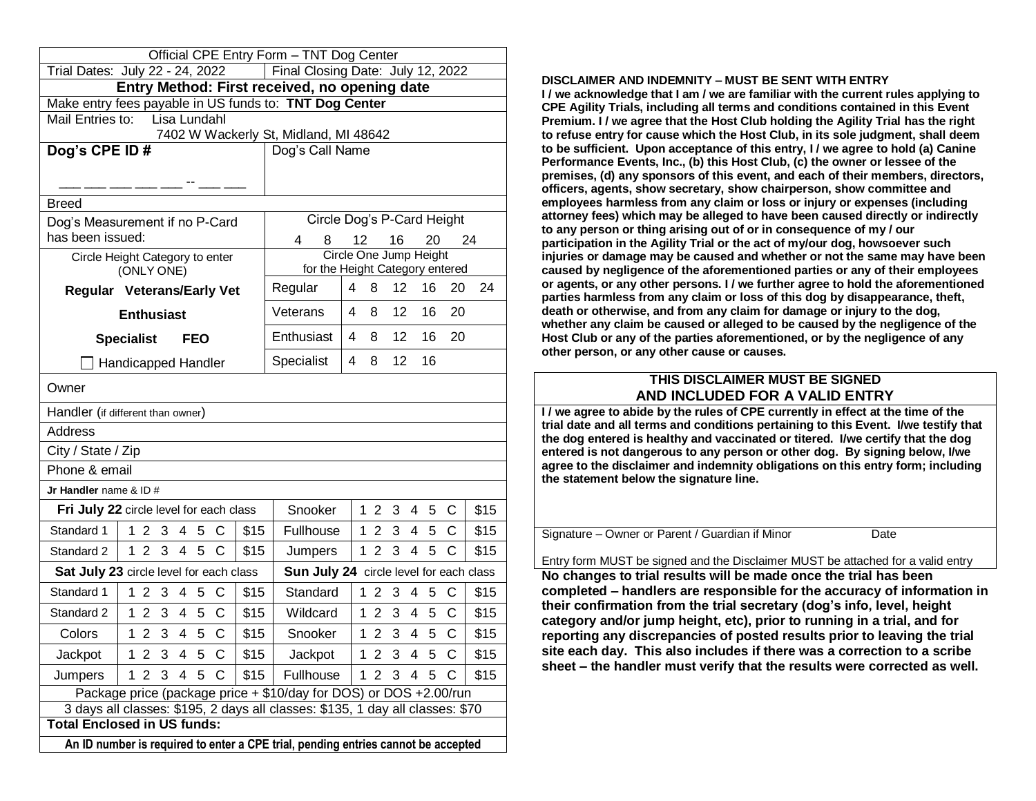| Official CPE Entry Form – TNT Dog Center | | | | | | | |
|---|---|---|---|---|---|---|---|
| Trial Dates: July 22 - 24, 2022 | | | Final Closing Date: July 12, 2022 | | | | |
| **Entry Method: First received, no opening date** | | | | | | | |
| Make entry fees payable in US funds to: **TNT Dog Center** | | | | | | | |
| Mail Entries to: Lisa Lundahl 7402 W Wackerly St, Midland, MI 48642 | | | | | | | |
| **Dog's CPE ID #** ___ ___ ___ ___ ___ -- ___ ___ | | | Dog's Call Name | | | | |
| Breed | | | | | | | |
| Dog's Measurement if no P-Card has been issued: | | | Circle Dog's P-Card Height: 4 8 12 16 20 24 | | | | |
| Circle Height Category to enter (ONLY ONE) | | | Circle One Jump Height for the Height Category entered | | | | |
| **Regular Veterans/Early Vet** | | | Regular | 4 8 12 16 20 24 | | | |
| **Enthusiast** | | | Veterans | 4 8 12 16 20 | | | |
| **Specialist FEO** | | | Enthusiast | 4 8 12 16 20 | | | |
| ☐ Handicapped Handler | | | Specialist | 4 8 12 16 | | | |
| Owner | | | | | | | |
| Handler (if different than owner) | | | | | | | |
| Address | | | | | | | |
| City / State / Zip | | | | | | | |
| Phone & email | | | | | | | |
| **Jr Handler** name & ID # | | | | | | | |
| **Fri July 22** circle level for each class | | | Snooker | 1 2 3 4 5 C | $15 | | |
| Standard 1 | 1 2 3 4 5 C | $15 | Fullhouse | 1 2 3 4 5 C | $15 | | |
| Standard 2 | 1 2 3 4 5 C | $15 | Jumpers | 1 2 3 4 5 C | $15 | | |
| **Sat July 23** circle level for each class | | | **Sun July 24** circle level for each class | | | | |
| Standard 1 | 1 2 3 4 5 C | $15 | Standard | 1 2 3 4 5 C | $15 | | |
| Standard 2 | 1 2 3 4 5 C | $15 | Wildcard | 1 2 3 4 5 C | $15 | | |
| Colors | 1 2 3 4 5 C | $15 | Snooker | 1 2 3 4 5 C | $15 | | |
| Jackpot | 1 2 3 4 5 C | $15 | Jackpot | 1 2 3 4 5 C | $15 | | |
| Jumpers | 1 2 3 4 5 C | $15 | Fullhouse | 1 2 3 4 5 C | $15 | | |
| Package price (package price + $10/day for DOS) or DOS +2.00/run | | | | | | | |
| 3 days all classes: $195, 2 days all classes: $135, 1 day all classes: $70 | | | | | | | |
| **Total Enclosed in US funds:** | | | | | | | |
| **An ID number is required to enter a CPE trial, pending entries cannot be accepted** | | | | | | | |

**DISCLAIMER AND INDEMNITY – MUST BE SENT WITH ENTRY**

**I / we acknowledge that I am / we are familiar with the current rules applying to CPE Agility Trials, including all terms and conditions contained in this Event Premium. I / we agree that the Host Club holding the Agility Trial has the right to refuse entry for cause which the Host Club, in its sole judgment, shall deem to be sufficient. Upon acceptance of this entry, I / we agree to hold (a) Canine Performance Events, Inc., (b) this Host Club, (c) the owner or lessee of the premises, (d) any sponsors of this event, and each of their members, directors, officers, agents, show secretary, show chairperson, show committee and employees harmless from any claim or loss or injury or expenses (including attorney fees) which may be alleged to have been caused directly or indirectly to any person or thing arising out of or in consequence of my / our participation in the Agility Trial or the act of my/our dog, howsoever such injuries or damage may be caused and whether or not the same may have been caused by negligence of the aforementioned parties or any of their employees or agents, or any other persons. I / we further agree to hold the aforementioned parties harmless from any claim or loss of this dog by disappearance, theft, death or otherwise, and from any claim for damage or injury to the dog, whether any claim be caused or alleged to be caused by the negligence of the Host Club or any of the parties aforementioned, or by the negligence of any other person, or any other cause or causes.**

**THIS DISCLAIMER MUST BE SIGNED AND INCLUDED FOR A VALID ENTRY**

**I / we agree to abide by the rules of CPE currently in effect at the time of the trial date and all terms and conditions pertaining to this Event. I/we testify that the dog entered is healthy and vaccinated or titered. I/we certify that the dog entered is not dangerous to any person or other dog. By signing below, I/we agree to the disclaimer and indemnity obligations on this entry form; including the statement below the signature line.**

Signature – Owner or Parent / Guardian if Minor Date

Entry form MUST be signed and the Disclaimer MUST be attached for a valid entry

**No changes to trial results will be made once the trial has been completed – handlers are responsible for the accuracy of information in their confirmation from the trial secretary (dog's info, level, height category and/or jump height, etc), prior to running in a trial, and for reporting any discrepancies of posted results prior to leaving the trial site each day. This also includes if there was a correction to a scribe sheet – the handler must verify that the results were corrected as well.**